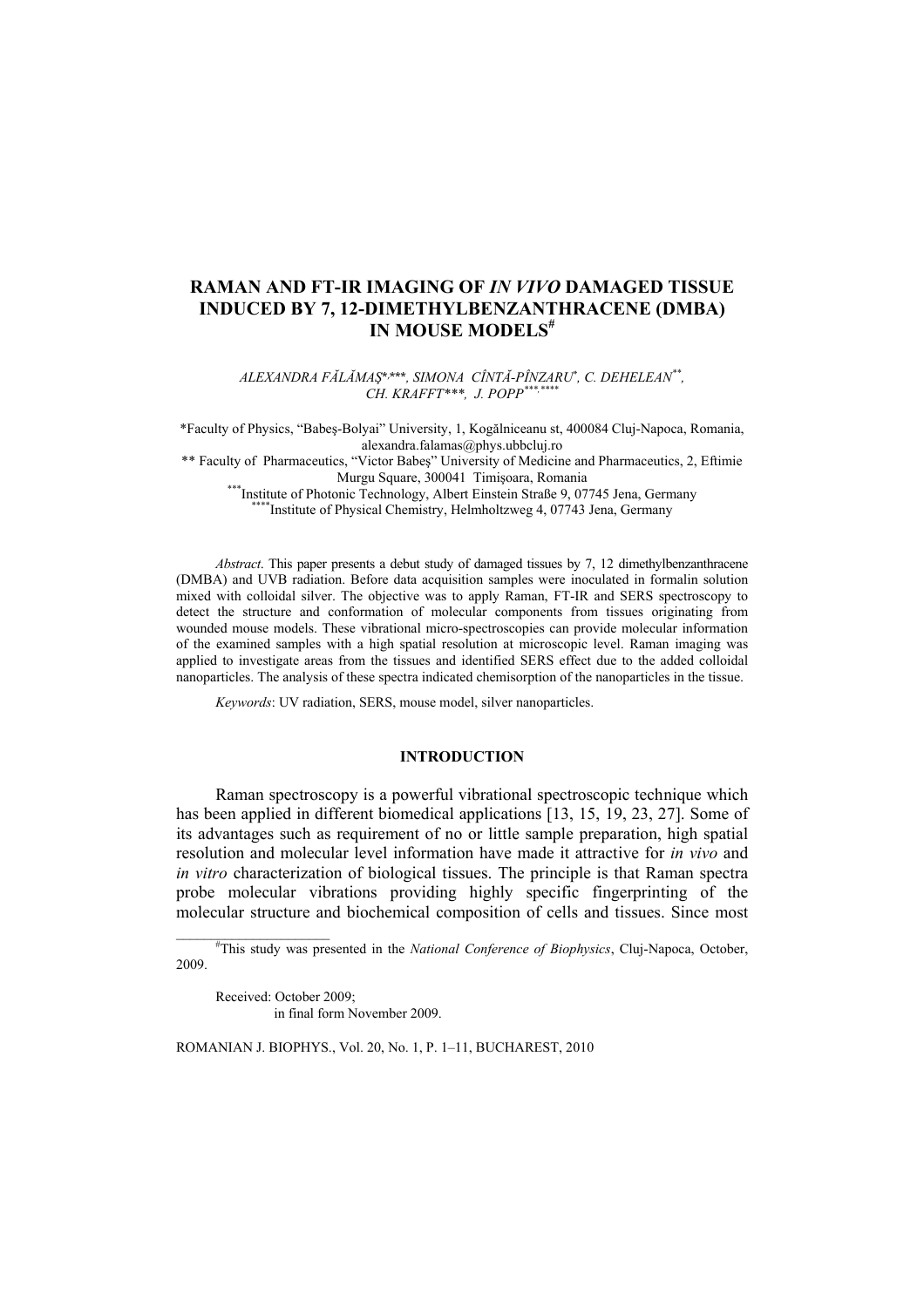# RAMAN AND FT-IR IMAGING OF *IN VIVO* DAMAGED TISSUE INDUCED BY 7, 12-DIMETHYLBENZANTHRACENE (DMBA) IN MOUSE MODELS[#]

*ALEXANDRA FĂLĂMAŞ*,***, SIMONA CÎNTĂ-PÎNZARU*, C. DEHELEAN**, CH. KRAFFT***, J. POPP***,*****

*Faculty of Physics, "Babeş-Bolyai" University, 1, Kogălniceanu st, 400084 Cluj-Napoca, Romania, alexandra.falamas@phys.ubbcluj.ro

** Faculty of Pharmaceutics, "Victor Babeş" University of Medicine and Pharmaceutics, 2, Eftimie Murgu Square, 300041 Timişoara, Romania

***Institute of Photonic Technology, Albert Einstein Straße 9, 07745 Jena, Germany

****Institute of Physical Chemistry, Helmholtzweg 4, 07743 Jena, Germany

*Abstract*. This paper presents a debut study of damaged tissues by 7, 12 dimethylbenzanthracene (DMBA) and UVB radiation. Before data acquisition samples were inoculated in formalin solution mixed with colloidal silver. The objective was to apply Raman, FT-IR and SERS spectroscopy to detect the structure and conformation of molecular components from tissues originating from wounded mouse models. These vibrational micro-spectroscopies can provide molecular information of the examined samples with a high spatial resolution at microscopic level. Raman imaging was applied to investigate areas from the tissues and identified SERS effect due to the added colloidal nanoparticles. The analysis of these spectra indicated chemisorption of the nanoparticles in the tissue.

*Keywords*: UV radiation, SERS, mouse model, silver nanoparticles.

## INTRODUCTION

Raman spectroscopy is a powerful vibrational spectroscopic technique which has been applied in different biomedical applications [13, 15, 19, 23, 27]. Some of its advantages such as requirement of no or little sample preparation, high spatial resolution and molecular level information have made it attractive for *in vivo* and *in vitro* characterization of biological tissues. The principle is that Raman spectra probe molecular vibrations providing highly specific fingerprinting of the molecular structure and biochemical composition of cells and tissues. Since most

[#]This study was presented in the *National Conference of Biophysics*, Cluj-Napoca, October, 2009.

Received: October 2009;
in final form November 2009.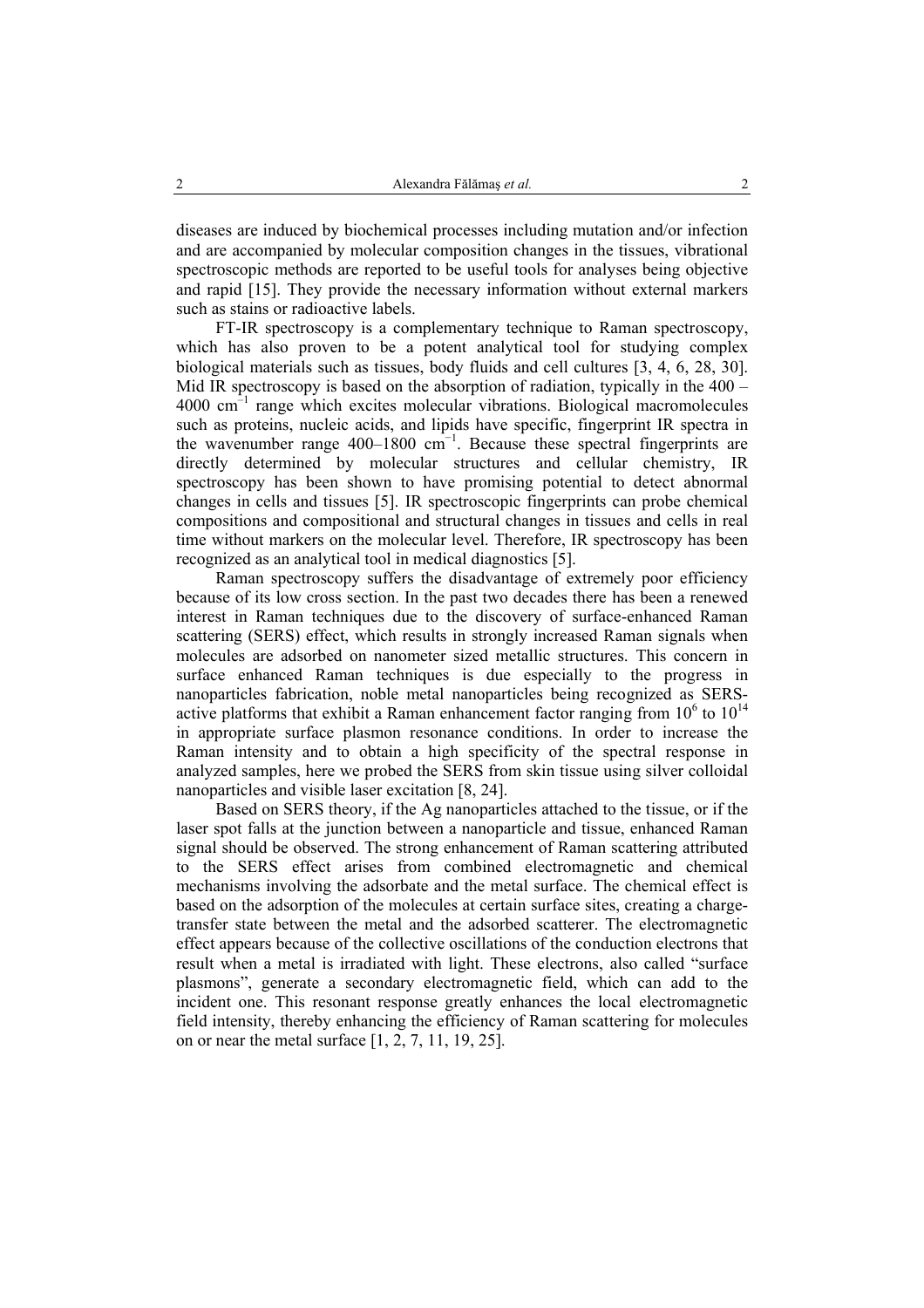diseases are induced by biochemical processes including mutation and/or infection and are accompanied by molecular composition changes in the tissues, vibrational spectroscopic methods are reported to be useful tools for analyses being objective and rapid [15]. They provide the necessary information without external markers such as stains or radioactive labels.

FT-IR spectroscopy is a complementary technique to Raman spectroscopy, which has also proven to be a potent analytical tool for studying complex biological materials such as tissues, body fluids and cell cultures [3, 4, 6, 28, 30]. Mid IR spectroscopy is based on the absorption of radiation, typically in the 400 – 4000 $cm^{-1}$ range which excites molecular vibrations. Biological macromolecules such as proteins, nucleic acids, and lipids have specific, fingerprint IR spectra in the wavenumber range 400–1800 $cm^{-1}$. Because these spectral fingerprints are directly determined by molecular structures and cellular chemistry, IR spectroscopy has been shown to have promising potential to detect abnormal changes in cells and tissues [5]. IR spectroscopic fingerprints can probe chemical compositions and compositional and structural changes in tissues and cells in real time without markers on the molecular level. Therefore, IR spectroscopy has been recognized as an analytical tool in medical diagnostics [5].

Raman spectroscopy suffers the disadvantage of extremely poor efficiency because of its low cross section. In the past two decades there has been a renewed interest in Raman techniques due to the discovery of surface-enhanced Raman scattering (SERS) effect, which results in strongly increased Raman signals when molecules are adsorbed on nanometer sized metallic structures. This concern in surface enhanced Raman techniques is due especially to the progress in nanoparticles fabrication, noble metal nanoparticles being recognized as SERS-active platforms that exhibit a Raman enhancement factor ranging from $10^6$ to $10^{14}$ in appropriate surface plasmon resonance conditions. In order to increase the Raman intensity and to obtain a high specificity of the spectral response in analyzed samples, here we probed the SERS from skin tissue using silver colloidal nanoparticles and visible laser excitation [8, 24].

Based on SERS theory, if the Ag nanoparticles attached to the tissue, or if the laser spot falls at the junction between a nanoparticle and tissue, enhanced Raman signal should be observed. The strong enhancement of Raman scattering attributed to the SERS effect arises from combined electromagnetic and chemical mechanisms involving the adsorbate and the metal surface. The chemical effect is based on the adsorption of the molecules at certain surface sites, creating a charge-transfer state between the metal and the adsorbed scatterer. The electromagnetic effect appears because of the collective oscillations of the conduction electrons that result when a metal is irradiated with light. These electrons, also called "surface plasmons", generate a secondary electromagnetic field, which can add to the incident one. This resonant response greatly enhances the local electromagnetic field intensity, thereby enhancing the efficiency of Raman scattering for molecules on or near the metal surface [1, 2, 7, 11, 19, 25].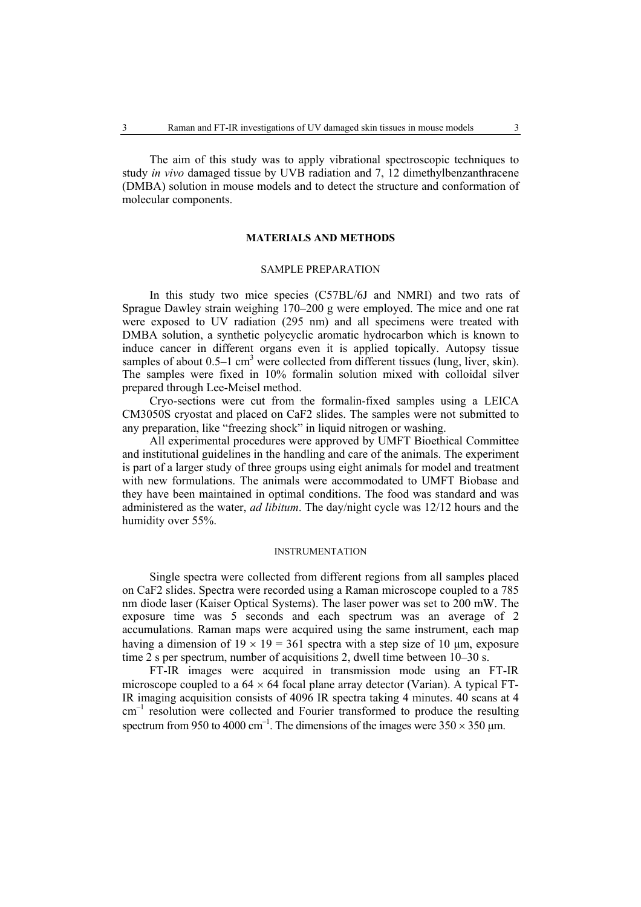The aim of this study was to apply vibrational spectroscopic techniques to study *in vivo* damaged tissue by UVB radiation and 7, 12 dimethylbenzanthracene (DMBA) solution in mouse models and to detect the structure and conformation of molecular components.

## MATERIALS AND METHODS

### SAMPLE PREPARATION

In this study two mice species (C57BL/6J and NMRI) and two rats of Sprague Dawley strain weighing 170–200 g were employed. The mice and one rat were exposed to UV radiation (295 nm) and all specimens were treated with DMBA solution, a synthetic polycyclic aromatic hydrocarbon which is known to induce cancer in different organs even it is applied topically. Autopsy tissue samples of about 0.5–1 $cm^3$ were collected from different tissues (lung, liver, skin). The samples were fixed in 10% formalin solution mixed with colloidal silver prepared through Lee-Meisel method.

Cryo-sections were cut from the formalin-fixed samples using a LEICA CM3050S cryostat and placed on CaF2 slides. The samples were not submitted to any preparation, like "freezing shock" in liquid nitrogen or washing.

All experimental procedures were approved by UMFT Bioethical Committee and institutional guidelines in the handling and care of the animals. The experiment is part of a larger study of three groups using eight animals for model and treatment with new formulations. The animals were accommodated to UMFT Biobase and they have been maintained in optimal conditions. The food was standard and was administered as the water, *ad libitum*. The day/night cycle was 12/12 hours and the humidity over 55%.

### INSTRUMENTATION

Single spectra were collected from different regions from all samples placed on CaF2 slides. Spectra were recorded using a Raman microscope coupled to a 785 nm diode laser (Kaiser Optical Systems). The laser power was set to 200 mW. The exposure time was 5 seconds and each spectrum was an average of 2 accumulations. Raman maps were acquired using the same instrument, each map having a dimension of $19 \times 19 = 361$ spectra with a step size of 10 μm, exposure time 2 s per spectrum, number of acquisitions 2, dwell time between 10–30 s.

FT-IR images were acquired in transmission mode using an FT-IR microscope coupled to a $64 \times 64$ focal plane array detector (Varian). A typical FT-IR imaging acquisition consists of 4096 IR spectra taking 4 minutes. 40 scans at 4 $cm^{-1}$ resolution were collected and Fourier transformed to produce the resulting spectrum from 950 to 4000 $cm^{-1}$. The dimensions of the images were $350 \times 350$ μm.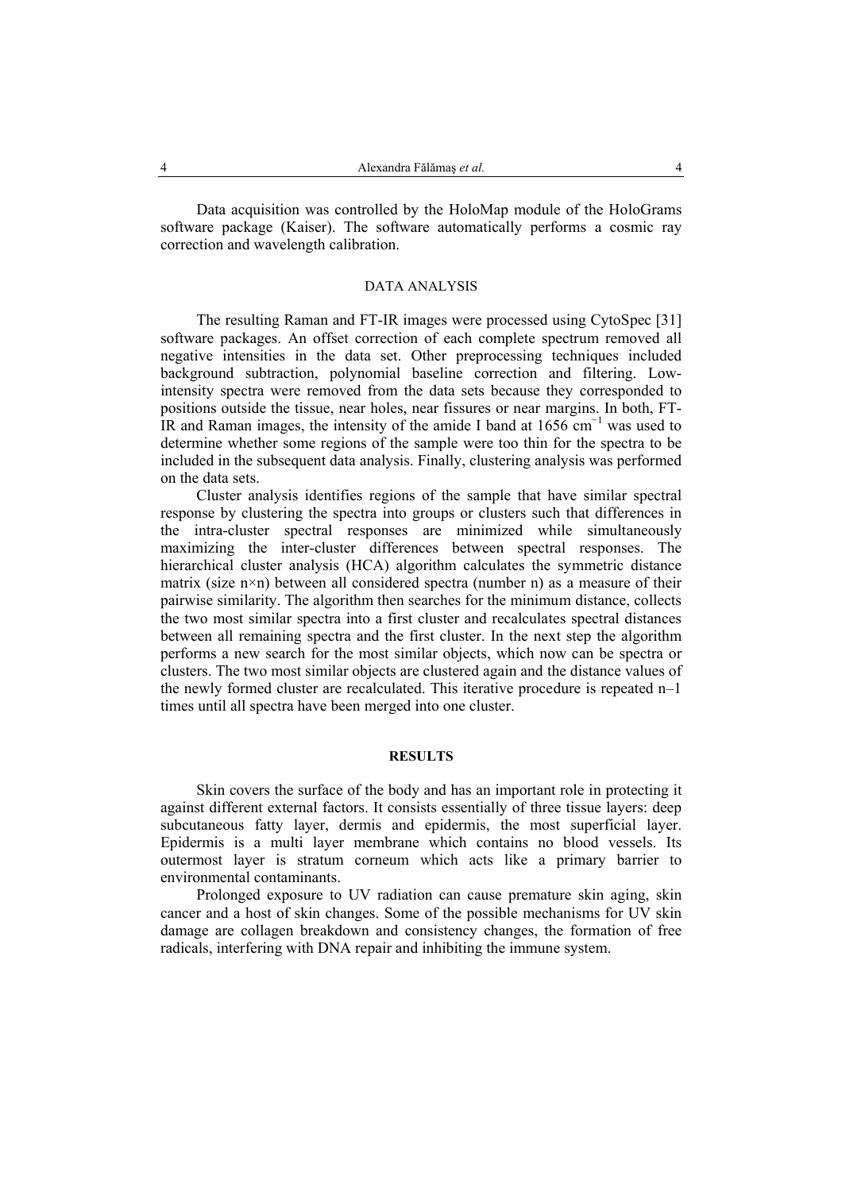Data acquisition was controlled by the HoloMap module of the HoloGrams software package (Kaiser). The software automatically performs a cosmic ray correction and wavelength calibration.

## DATA ANALYSIS

The resulting Raman and FT-IR images were processed using CytoSpec [31] software packages. An offset correction of each complete spectrum removed all negative intensities in the data set. Other preprocessing techniques included background subtraction, polynomial baseline correction and filtering. Low-intensity spectra were removed from the data sets because they corresponded to positions outside the tissue, near holes, near fissures or near margins. In both, FT-IR and Raman images, the intensity of the amide I band at 1656 $cm^{-1}$ was used to determine whether some regions of the sample were too thin for the spectra to be included in the subsequent data analysis. Finally, clustering analysis was performed on the data sets.

Cluster analysis identifies regions of the sample that have similar spectral response by clustering the spectra into groups or clusters such that differences in the intra-cluster spectral responses are minimized while simultaneously maximizing the inter-cluster differences between spectral responses. The hierarchical cluster analysis (HCA) algorithm calculates the symmetric distance matrix (size $n \times n$) between all considered spectra (number n) as a measure of their pairwise similarity. The algorithm then searches for the minimum distance, collects the two most similar spectra into a first cluster and recalculates spectral distances between all remaining spectra and the first cluster. In the next step the algorithm performs a new search for the most similar objects, which now can be spectra or clusters. The two most similar objects are clustered again and the distance values of the newly formed cluster are recalculated. This iterative procedure is repeated $n-1$ times until all spectra have been merged into one cluster.

## RESULTS

Skin covers the surface of the body and has an important role in protecting it against different external factors. It consists essentially of three tissue layers: deep subcutaneous fatty layer, dermis and epidermis, the most superficial layer. Epidermis is a multi layer membrane which contains no blood vessels. Its outermost layer is stratum corneum which acts like a primary barrier to environmental contaminants.

Prolonged exposure to UV radiation can cause premature skin aging, skin cancer and a host of skin changes. Some of the possible mechanisms for UV skin damage are collagen breakdown and consistency changes, the formation of free radicals, interfering with DNA repair and inhibiting the immune system.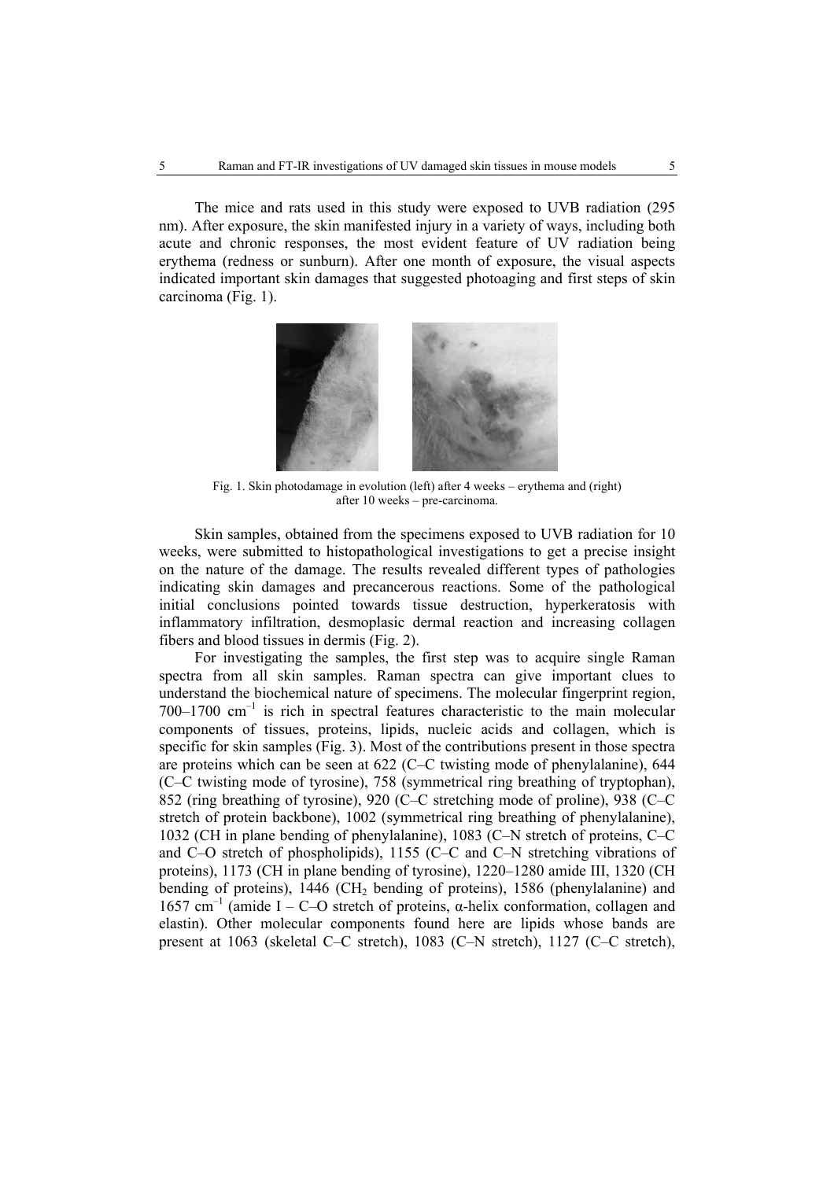The mice and rats used in this study were exposed to UVB radiation (295 nm). After exposure, the skin manifested injury in a variety of ways, including both acute and chronic responses, the most evident feature of UV radiation being erythema (redness or sunburn). After one month of exposure, the visual aspects indicated important skin damages that suggested photoaging and first steps of skin carcinoma (Fig. 1).

Fig. 1. Skin photodamage in evolution (left) after 4 weeks – erythema and (right) after 10 weeks – pre-carcinoma.

Skin samples, obtained from the specimens exposed to UVB radiation for 10 weeks, were submitted to histopathological investigations to get a precise insight on the nature of the damage. The results revealed different types of pathologies indicating skin damages and precancerous reactions. Some of the pathological initial conclusions pointed towards tissue destruction, hyperkeratosis with inflammatory infiltration, desmoplasic dermal reaction and increasing collagen fibers and blood tissues in dermis (Fig. 2).

For investigating the samples, the first step was to acquire single Raman spectra from all skin samples. Raman spectra can give important clues to understand the biochemical nature of specimens. The molecular fingerprint region, 700–1700 $cm^{-1}$ is rich in spectral features characteristic to the main molecular components of tissues, proteins, lipids, nucleic acids and collagen, which is specific for skin samples (Fig. 3). Most of the contributions present in those spectra are proteins which can be seen at 622 (C–C twisting mode of phenylalanine), 644 (C–C twisting mode of tyrosine), 758 (symmetrical ring breathing of tryptophan), 852 (ring breathing of tyrosine), 920 (C–C stretching mode of proline), 938 (C–C stretch of protein backbone), 1002 (symmetrical ring breathing of phenylalanine), 1032 (CH in plane bending of phenylalanine), 1083 (C–N stretch of proteins, C–C and C–O stretch of phospholipids), 1155 (C–C and C–N stretching vibrations of proteins), 1173 (CH in plane bending of tyrosine), 1220–1280 amide III, 1320 (CH bending of proteins), 1446 ($CH_2$ bending of proteins), 1586 (phenylalanine) and 1657 $cm^{-1}$ (amide I – C–O stretch of proteins, α-helix conformation, collagen and elastin). Other molecular components found here are lipids whose bands are present at 1063 (skeletal C–C stretch), 1083 (C–N stretch), 1127 (C–C stretch),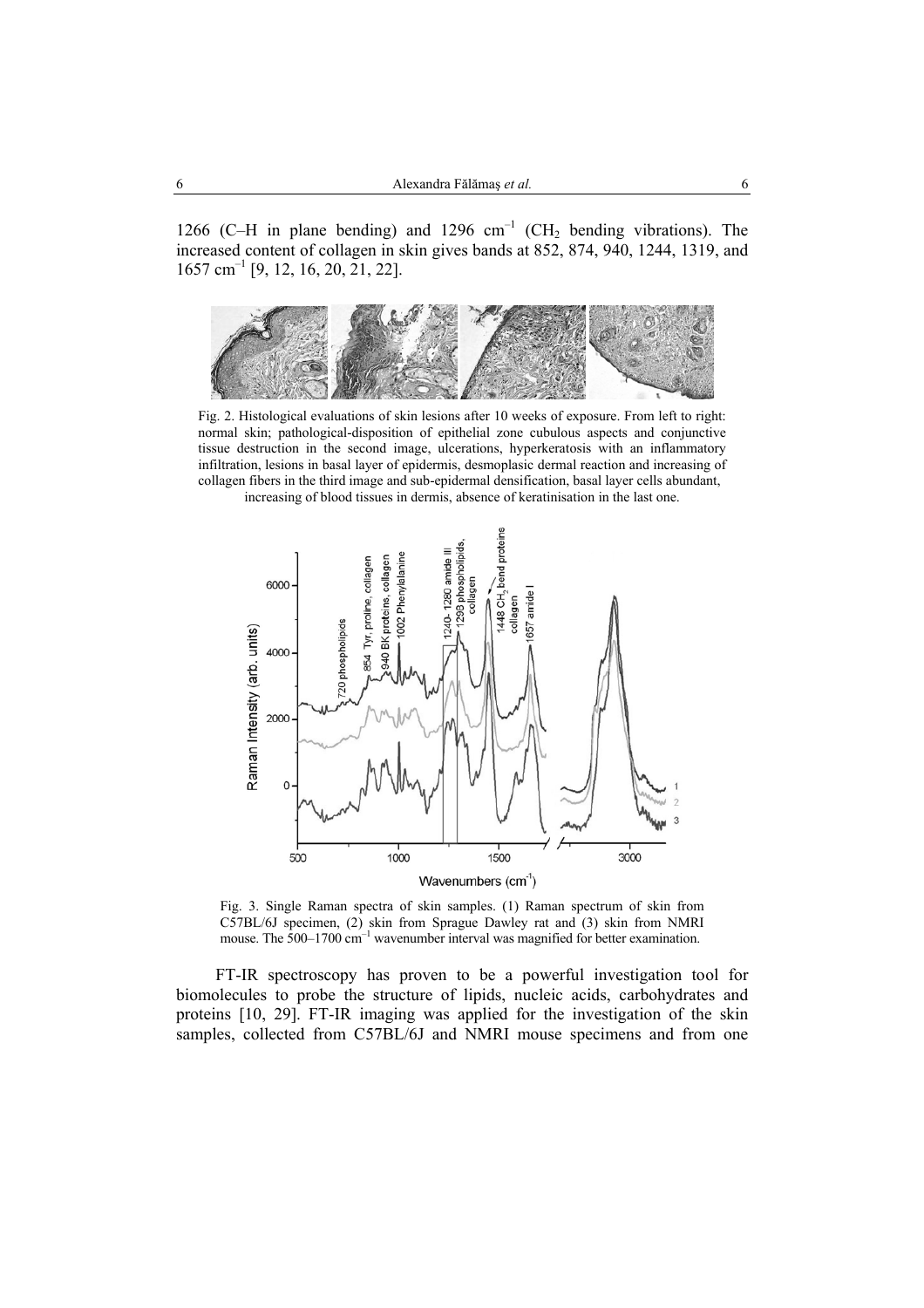1266 (C–H in plane bending) and 1296 $cm^{-1}$ ($CH_2$ bending vibrations). The increased content of collagen in skin gives bands at 852, 874, 940, 1244, 1319, and 1657 $cm^{-1}$ [9, 12, 16, 20, 21, 22].

Fig. 2. Histological evaluations of skin lesions after 10 weeks of exposure. From left to right: normal skin; pathological-disposition of epithelial zone cubulous aspects and conjunctive tissue destruction in the second image, ulcerations, hyperkeratosis with an inflammatory infiltration, lesions in basal layer of epidermis, desmoplasic dermal reaction and increasing of collagen fibers in the third image and sub-epidermal densification, basal layer cells abundant, increasing of blood tissues in dermis, absence of keratinisation in the last one.

Fig. 3. Single Raman spectra of skin samples. (1) Raman spectrum of skin from C57BL/6J specimen, (2) skin from Sprague Dawley rat and (3) skin from NMRI mouse. The 500–1700 $cm^{-1}$ wavenumber interval was magnified for better examination.

FT-IR spectroscopy has proven to be a powerful investigation tool for biomolecules to probe the structure of lipids, nucleic acids, carbohydrates and proteins [10, 29]. FT-IR imaging was applied for the investigation of the skin samples, collected from C57BL/6J and NMRI mouse specimens and from one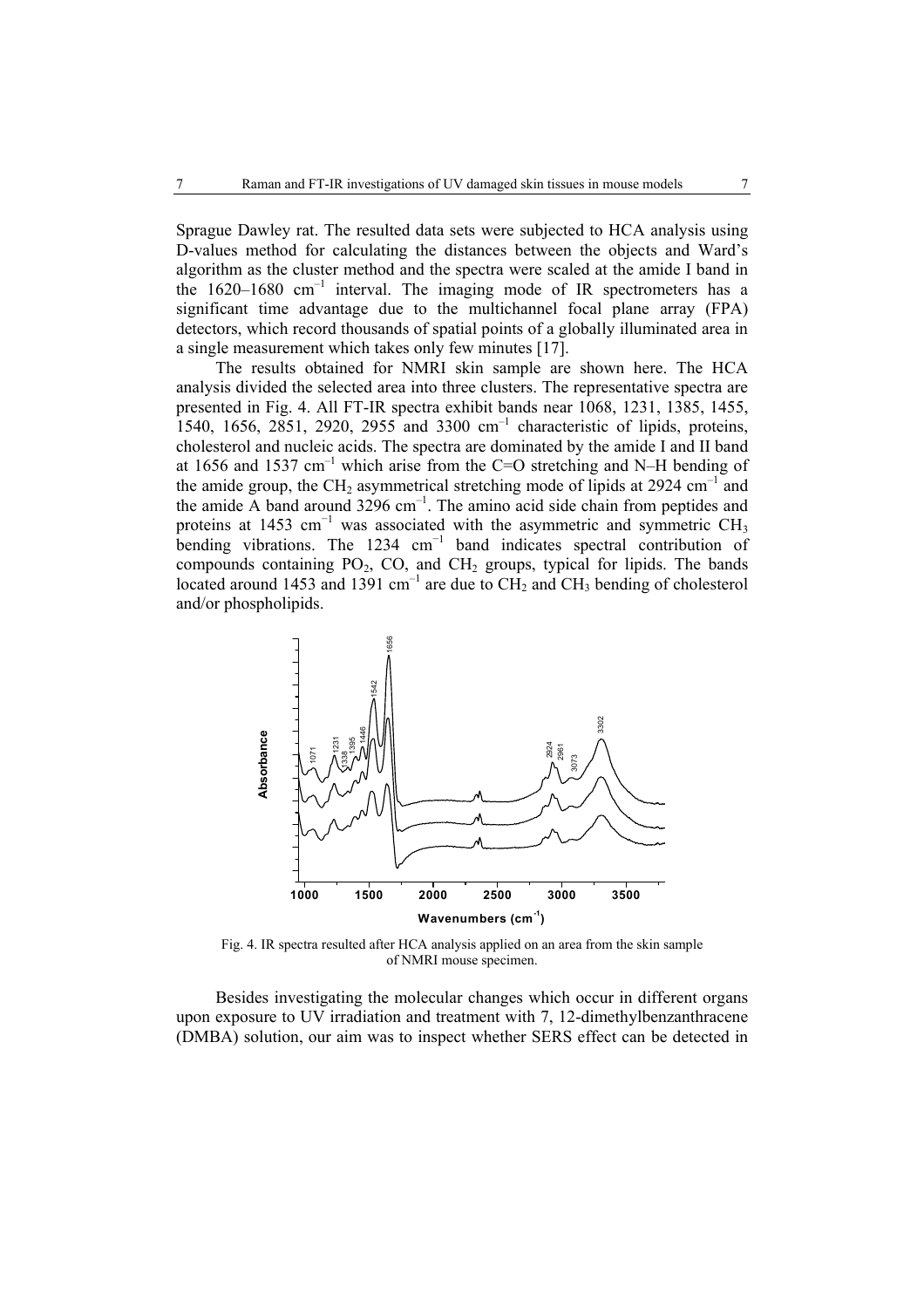Sprague Dawley rat. The resulted data sets were subjected to HCA analysis using D-values method for calculating the distances between the objects and Ward's algorithm as the cluster method and the spectra were scaled at the amide I band in the 1620–1680 cm$^{-1}$ interval. The imaging mode of IR spectrometers has a significant time advantage due to the multichannel focal plane array (FPA) detectors, which record thousands of spatial points of a globally illuminated area in a single measurement which takes only few minutes [17].

The results obtained for NMRI skin sample are shown here. The HCA analysis divided the selected area into three clusters. The representative spectra are presented in Fig. 4. All FT-IR spectra exhibit bands near 1068, 1231, 1385, 1455, 1540, 1656, 2851, 2920, 2955 and 3300 cm$^{-1}$ characteristic of lipids, proteins, cholesterol and nucleic acids. The spectra are dominated by the amide I and II band at 1656 and 1537 cm$^{-1}$ which arise from the C=O stretching and N–H bending of the amide group, the $CH_2$ asymmetrical stretching mode of lipids at 2924 cm$^{-1}$ and the amide A band around 3296 cm$^{-1}$. The amino acid side chain from peptides and proteins at 1453 cm$^{-1}$ was associated with the asymmetric and symmetric $CH_3$ bending vibrations. The 1234 cm$^{-1}$ band indicates spectral contribution of compounds containing $PO_2$, CO, and $CH_2$ groups, typical for lipids. The bands located around 1453 and 1391 cm$^{-1}$ are due to $CH_2$ and $CH_3$ bending of cholesterol and/or phospholipids.

Fig. 4. IR spectra resulted after HCA analysis applied on an area from the skin sample of NMRI mouse specimen.

Besides investigating the molecular changes which occur in different organs upon exposure to UV irradiation and treatment with 7, 12-dimethylbenzanthracene (DMBA) solution, our aim was to inspect whether SERS effect can be detected in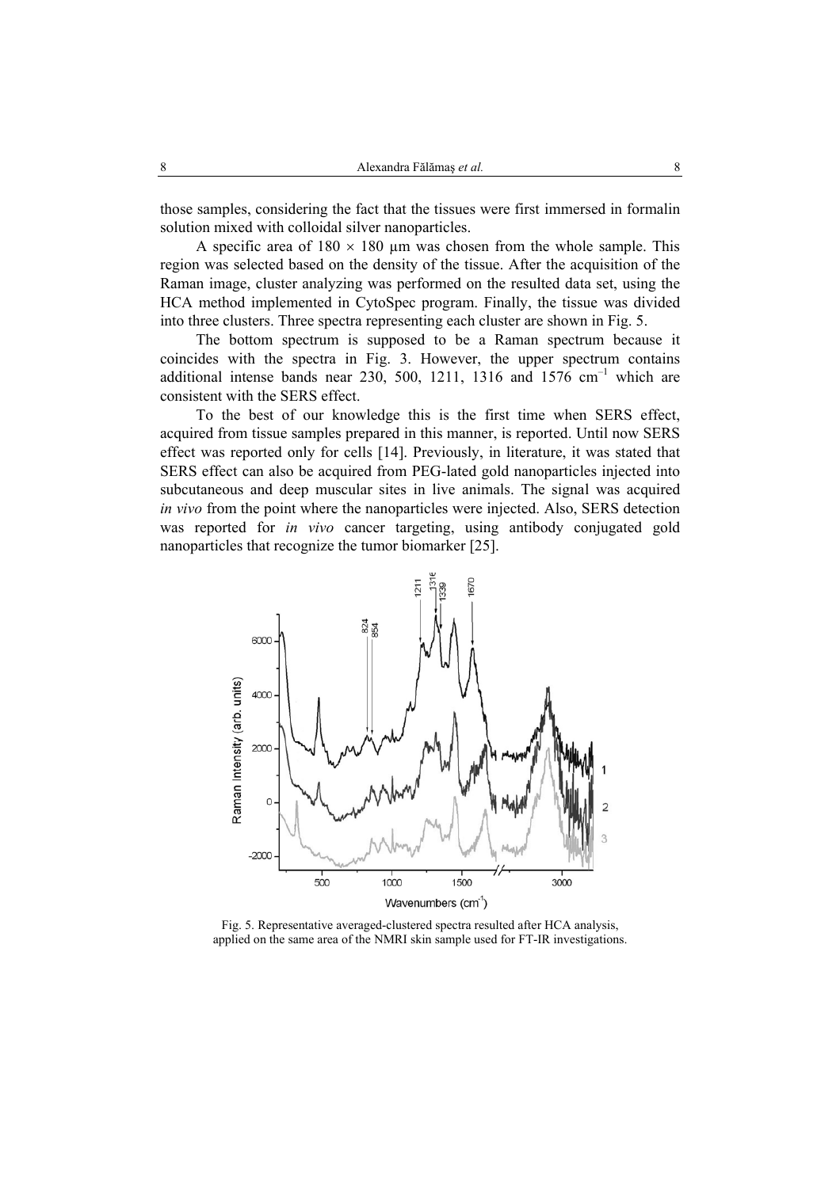those samples, considering the fact that the tissues were first immersed in formalin solution mixed with colloidal silver nanoparticles.

A specific area of 180 × 180 µm was chosen from the whole sample. This region was selected based on the density of the tissue. After the acquisition of the Raman image, cluster analyzing was performed on the resulted data set, using the HCA method implemented in CytoSpec program. Finally, the tissue was divided into three clusters. Three spectra representing each cluster are shown in Fig. 5.

The bottom spectrum is supposed to be a Raman spectrum because it coincides with the spectra in Fig. 3. However, the upper spectrum contains additional intense bands near 230, 500, 1211, 1316 and 1576 cm$^{-1}$ which are consistent with the SERS effect.

To the best of our knowledge this is the first time when SERS effect, acquired from tissue samples prepared in this manner, is reported. Until now SERS effect was reported only for cells [14]. Previously, in literature, it was stated that SERS effect can also be acquired from PEG-lated gold nanoparticles injected into subcutaneous and deep muscular sites in live animals. The signal was acquired *in vivo* from the point where the nanoparticles were injected. Also, SERS detection was reported for *in vivo* cancer targeting, using antibody conjugated gold nanoparticles that recognize the tumor biomarker [25].

Fig. 5. Representative averaged-clustered spectra resulted after HCA analysis, applied on the same area of the NMRI skin sample used for FT-IR investigations.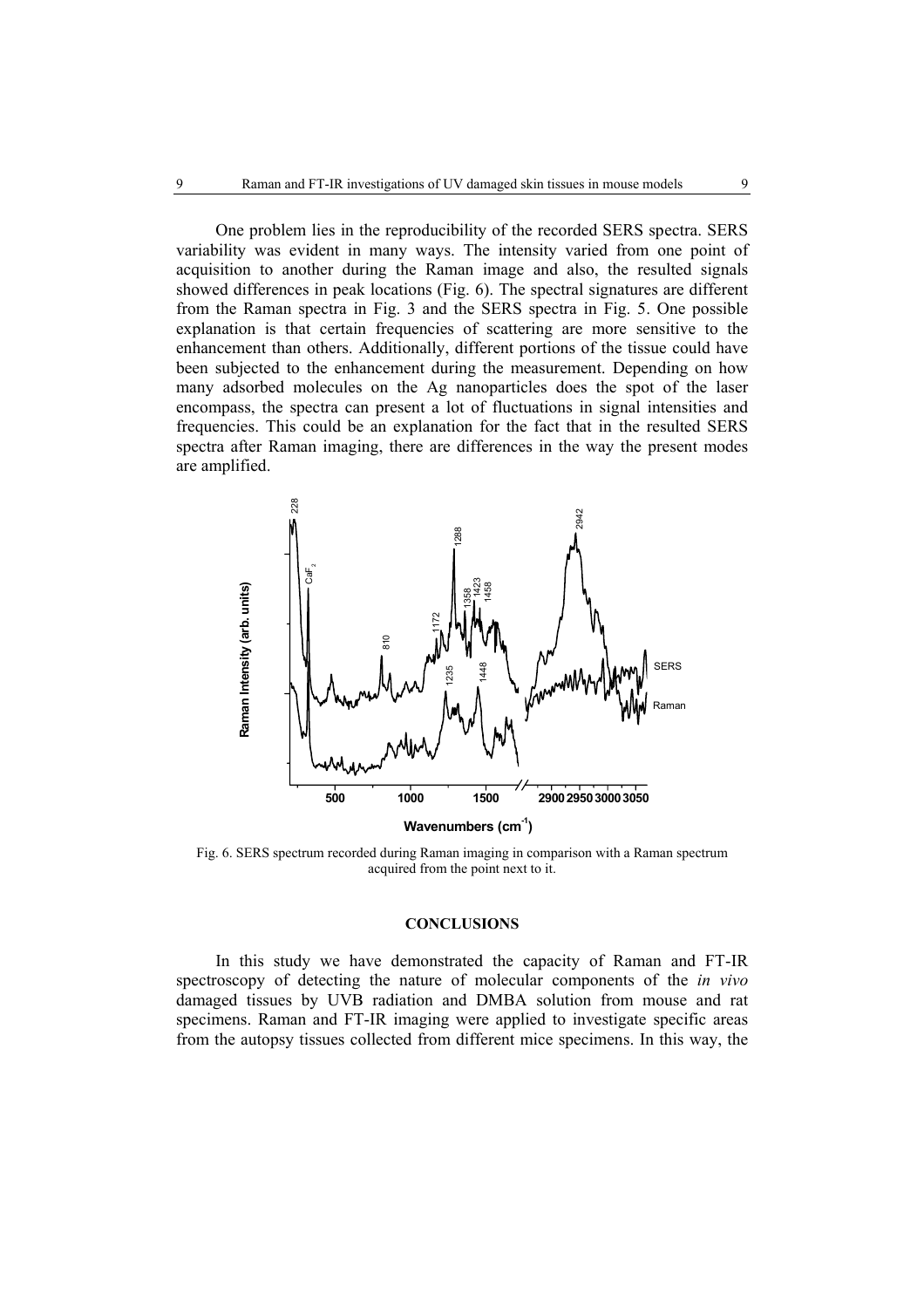One problem lies in the reproducibility of the recorded SERS spectra. SERS variability was evident in many ways. The intensity varied from one point of acquisition to another during the Raman image and also, the resulted signals showed differences in peak locations (Fig. 6). The spectral signatures are different from the Raman spectra in Fig. 3 and the SERS spectra in Fig. 5. One possible explanation is that certain frequencies of scattering are more sensitive to the enhancement than others. Additionally, different portions of the tissue could have been subjected to the enhancement during the measurement. Depending on how many adsorbed molecules on the Ag nanoparticles does the spot of the laser encompass, the spectra can present a lot of fluctuations in signal intensities and frequencies. This could be an explanation for the fact that in the resulted SERS spectra after Raman imaging, there are differences in the way the present modes are amplified.

Fig. 6. SERS spectrum recorded during Raman imaging in comparison with a Raman spectrum acquired from the point next to it.

## CONCLUSIONS

In this study we have demonstrated the capacity of Raman and FT-IR spectroscopy of detecting the nature of molecular components of the *in vivo* damaged tissues by UVB radiation and DMBA solution from mouse and rat specimens. Raman and FT-IR imaging were applied to investigate specific areas from the autopsy tissues collected from different mice specimens. In this way, the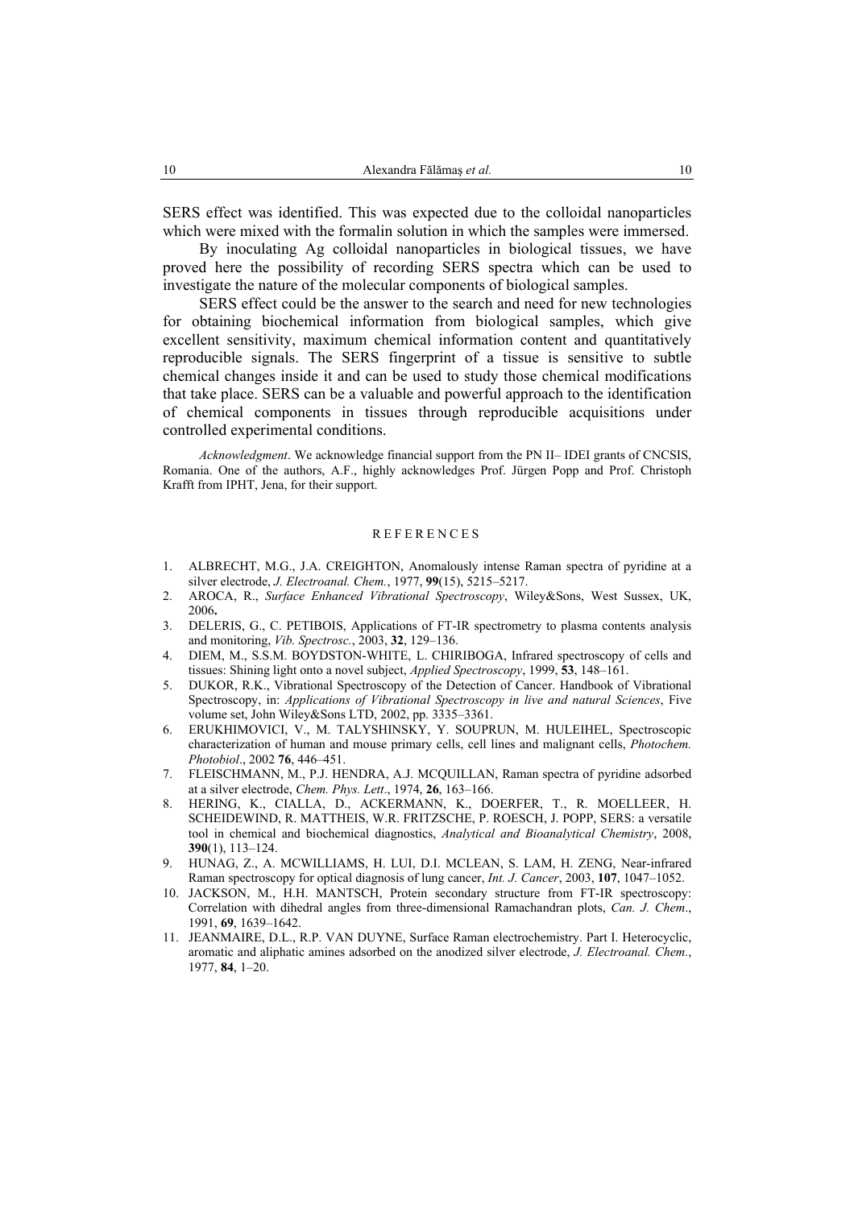SERS effect was identified. This was expected due to the colloidal nanoparticles which were mixed with the formalin solution in which the samples were immersed.

By inoculating Ag colloidal nanoparticles in biological tissues, we have proved here the possibility of recording SERS spectra which can be used to investigate the nature of the molecular components of biological samples.

SERS effect could be the answer to the search and need for new technologies for obtaining biochemical information from biological samples, which give excellent sensitivity, maximum chemical information content and quantitatively reproducible signals. The SERS fingerprint of a tissue is sensitive to subtle chemical changes inside it and can be used to study those chemical modifications that take place. SERS can be a valuable and powerful approach to the identification of chemical components in tissues through reproducible acquisitions under controlled experimental conditions.

*Acknowledgment*. We acknowledge financial support from the PN II– IDEI grants of CNCSIS, Romania. One of the authors, A.F., highly acknowledges Prof. Jürgen Popp and Prof. Christoph Krafft from IPHT, Jena, for their support.

## REFERENCES

1. ALBRECHT, M.G., J.A. CREIGHTON, Anomalously intense Raman spectra of pyridine at a silver electrode, *J. Electroanal. Chem.*, 1977, **99**(15), 5215–5217.
2. AROCA, R., *Surface Enhanced Vibrational Spectroscopy*, Wiley&Sons, West Sussex, UK, 2006**.**
3. DELERIS, G., C. PETIBOIS, Applications of FT-IR spectrometry to plasma contents analysis and monitoring, *Vib. Spectrosc.*, 2003, **32**, 129–136.
4. DIEM, M., S.S.M. BOYDSTON-WHITE, L. CHIRIBOGA, Infrared spectroscopy of cells and tissues: Shining light onto a novel subject, *Applied Spectroscopy*, 1999, **53**, 148–161.
5. DUKOR, R.K., Vibrational Spectroscopy of the Detection of Cancer. Handbook of Vibrational Spectroscopy, in: *Applications of Vibrational Spectroscopy in live and natural Sciences*, Five volume set, John Wiley&Sons LTD, 2002, pp. 3335–3361.
6. ERUKHIMOVICI, V., M. TALYSHINSKY, Y. SOUPRUN, M. HULEIHEL, Spectroscopic characterization of human and mouse primary cells, cell lines and malignant cells, *Photochem. Photobiol*., 2002 **76**, 446–451.
7. FLEISCHMANN, M., P.J. HENDRA, A.J. MCQUILLAN, Raman spectra of pyridine adsorbed at a silver electrode, *Chem. Phys. Lett*., 1974, **26**, 163–166.
8. HERING, K., CIALLA, D., ACKERMANN, K., DOERFER, T., R. MOELLEER, H. SCHEIDEWIND, R. MATTHEIS, W.R. FRITZSCHE, P. ROESCH, J. POPP, SERS: a versatile tool in chemical and biochemical diagnostics, *Analytical and Bioanalytical Chemistry*, 2008, **390**(1), 113–124.
9. HUNAG, Z., A. MCWILLIAMS, H. LUI, D.I. MCLEAN, S. LAM, H. ZENG, Near-infrared Raman spectroscopy for optical diagnosis of lung cancer, *Int. J. Cancer*, 2003, **107**, 1047–1052.
10. JACKSON, M., H.H. MANTSCH, Protein secondary structure from FT-IR spectroscopy: Correlation with dihedral angles from three-dimensional Ramachandran plots, *Can. J. Chem*., 1991, **69**, 1639–1642.
11. JEANMAIRE, D.L., R.P. VAN DUYNE, Surface Raman electrochemistry. Part I. Heterocyclic, aromatic and aliphatic amines adsorbed on the anodized silver electrode, *J. Electroanal. Chem.*, 1977, **84**, 1–20.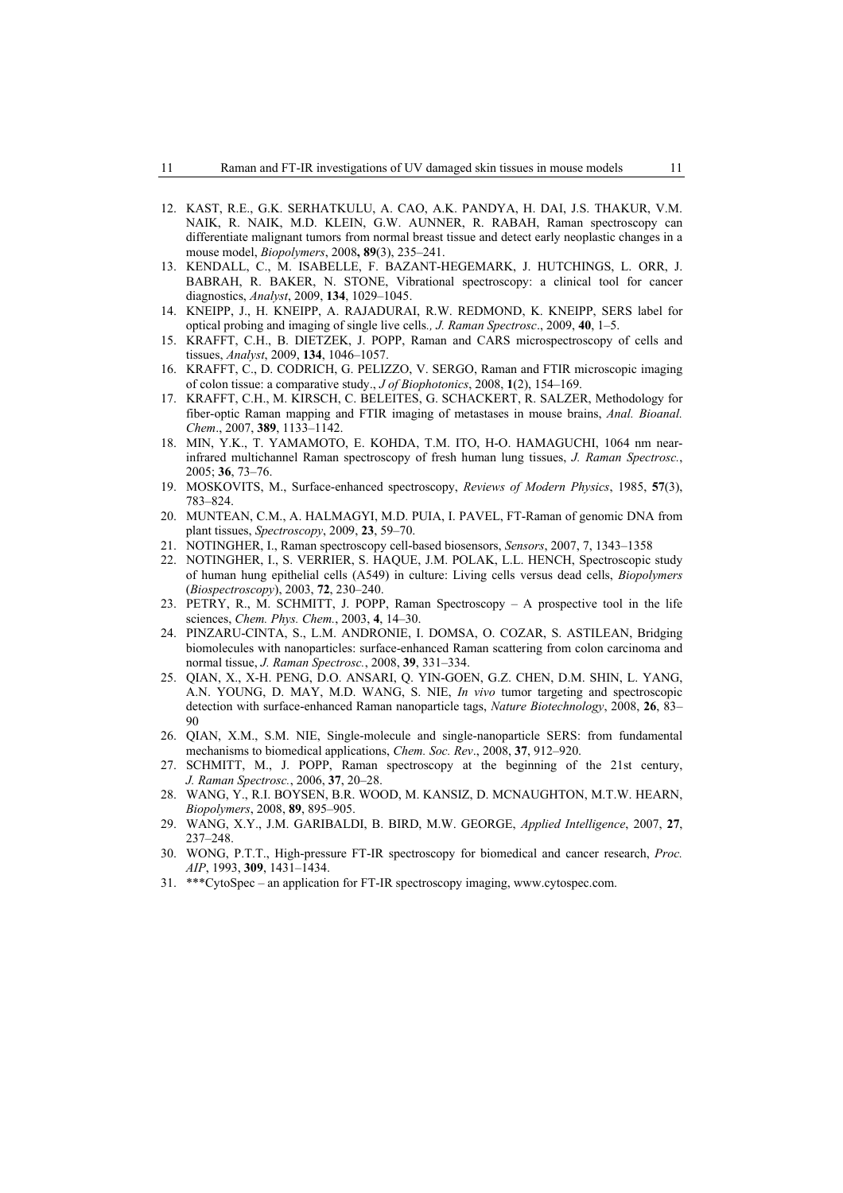12. KAST, R.E., G.K. SERHATKULU, A. CAO, A.K. PANDYA, H. DAI, J.S. THAKUR, V.M. NAIK, R. NAIK, M.D. KLEIN, G.W. AUNNER, R. RABAH, Raman spectroscopy can differentiate malignant tumors from normal breast tissue and detect early neoplastic changes in a mouse model, *Biopolymers*, 2008**, 89**(3), 235–241.
13. KENDALL, C., M. ISABELLE, F. BAZANT-HEGEMARK, J. HUTCHINGS, L. ORR, J. BABRAH, R. BAKER, N. STONE, Vibrational spectroscopy: a clinical tool for cancer diagnostics, *Analyst*, 2009, **134**, 1029–1045.
14. KNEIPP, J., H. KNEIPP, A. RAJADURAI, R.W. REDMOND, K. KNEIPP, SERS label for optical probing and imaging of single live cells*., J. Raman Spectrosc*., 2009, **40**, 1–5.
15. KRAFFT, C.H., B. DIETZEK, J. POPP, Raman and CARS microspectroscopy of cells and tissues, *Analyst*, 2009, **134**, 1046–1057.
16. KRAFFT, C., D. CODRICH, G. PELIZZO, V. SERGO, Raman and FTIR microscopic imaging of colon tissue: a comparative study., *J of Biophotonics*, 2008, **1**(2), 154–169.
17. KRAFFT, C.H., M. KIRSCH, C. BELEITES, G. SCHACKERT, R. SALZER, Methodology for fiber-optic Raman mapping and FTIR imaging of metastases in mouse brains, *Anal. Bioanal. Chem*., 2007, **389**, 1133–1142.
18. MIN, Y.K., T. YAMAMOTO, E. KOHDA, T.M. ITO, H-O. HAMAGUCHI, 1064 nm near-infrared multichannel Raman spectroscopy of fresh human lung tissues, *J. Raman Spectrosc.*, 2005; **36**, 73–76.
19. MOSKOVITS, M., Surface-enhanced spectroscopy, *Reviews of Modern Physics*, 1985, **57**(3), 783–824.
20. MUNTEAN, C.M., A. HALMAGYI, M.D. PUIA, I. PAVEL, FT-Raman of genomic DNA from plant tissues, *Spectroscopy*, 2009, **23**, 59–70.
21. NOTINGHER, I., Raman spectroscopy cell-based biosensors, *Sensors*, 2007, 7, 1343–1358
22. NOTINGHER, I., S. VERRIER, S. HAQUE, J.M. POLAK, L.L. HENCH, Spectroscopic study of human hung epithelial cells (A549) in culture: Living cells versus dead cells, *Biopolymers* (*Biospectroscopy*), 2003, **72**, 230–240.
23. PETRY, R., M. SCHMITT, J. POPP, Raman Spectroscopy – A prospective tool in the life sciences, *Chem. Phys. Chem.*, 2003, **4**, 14–30.
24. PINZARU-CINTA, S., L.M. ANDRONIE, I. DOMSA, O. COZAR, S. ASTILEAN, Bridging biomolecules with nanoparticles: surface-enhanced Raman scattering from colon carcinoma and normal tissue, *J. Raman Spectrosc.*, 2008, **39**, 331–334.
25. QIAN, X., X-H. PENG, D.O. ANSARI, Q. YIN-GOEN, G.Z. CHEN, D.M. SHIN, L. YANG, A.N. YOUNG, D. MAY, M.D. WANG, S. NIE, *In vivo* tumor targeting and spectroscopic detection with surface-enhanced Raman nanoparticle tags, *Nature Biotechnology*, 2008, **26**, 83–90
26. QIAN, X.M., S.M. NIE, Single-molecule and single-nanoparticle SERS: from fundamental mechanisms to biomedical applications, *Chem. Soc. Rev*., 2008, **37**, 912–920.
27. SCHMITT, M., J. POPP, Raman spectroscopy at the beginning of the 21st century, *J. Raman Spectrosc.*, 2006, **37**, 20–28.
28. WANG, Y., R.I. BOYSEN, B.R. WOOD, M. KANSIZ, D. MCNAUGHTON, M.T.W. HEARN, *Biopolymers*, 2008, **89**, 895–905.
29. WANG, X.Y., J.M. GARIBALDI, B. BIRD, M.W. GEORGE, *Applied Intelligence*, 2007, **27**, 237–248.
30. WONG, P.T.T., High-pressure FT-IR spectroscopy for biomedical and cancer research, *Proc. AIP*, 1993, **309**, 1431–1434.
31. ***CytoSpec – an application for FT-IR spectroscopy imaging, www.cytospec.com.